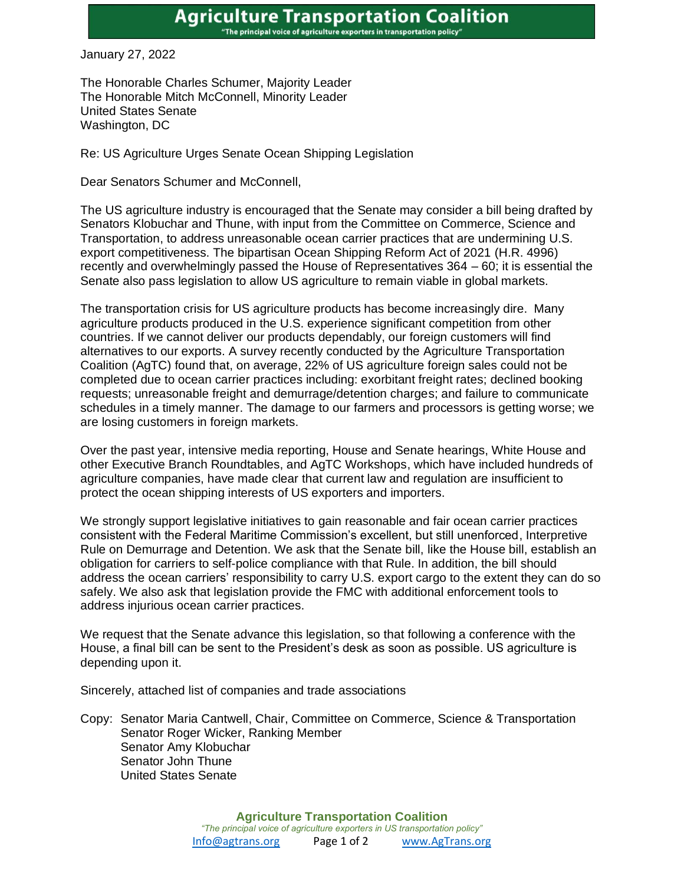# Agriculture Transportation Coalition

*"The principal voice of agriculture exporters in transportation policy"*

January 27, 2022

The Honorable Charles Schumer, Majority Leader
The Honorable Mitch McConnell, Minority Leader
United States Senate
Washington, DC

Re: US Agriculture Urges Senate Ocean Shipping Legislation

Dear Senators Schumer and McConnell,

The US agriculture industry is encouraged that the Senate may consider a bill being drafted by Senators Klobuchar and Thune, with input from the Committee on Commerce, Science and Transportation, to address unreasonable ocean carrier practices that are undermining U.S. export competitiveness. The bipartisan Ocean Shipping Reform Act of 2021 (H.R. 4996) recently and overwhelmingly passed the House of Representatives 364 – 60; it is essential the Senate also pass legislation to allow US agriculture to remain viable in global markets.

The transportation crisis for US agriculture products has become increasingly dire. Many agriculture products produced in the U.S. experience significant competition from other countries. If we cannot deliver our products dependably, our foreign customers will find alternatives to our exports. A survey recently conducted by the Agriculture Transportation Coalition (AgTC) found that, on average, 22% of US agriculture foreign sales could not be completed due to ocean carrier practices including: exorbitant freight rates; declined booking requests; unreasonable freight and demurrage/detention charges; and failure to communicate schedules in a timely manner. The damage to our farmers and processors is getting worse; we are losing customers in foreign markets.

Over the past year, intensive media reporting, House and Senate hearings, White House and other Executive Branch Roundtables, and AgTC Workshops, which have included hundreds of agriculture companies, have made clear that current law and regulation are insufficient to protect the ocean shipping interests of US exporters and importers.

We strongly support legislative initiatives to gain reasonable and fair ocean carrier practices consistent with the Federal Maritime Commission's excellent, but still unenforced, Interpretive Rule on Demurrage and Detention. We ask that the Senate bill, like the House bill, establish an obligation for carriers to self-police compliance with that Rule. In addition, the bill should address the ocean carriers' responsibility to carry U.S. export cargo to the extent they can do so safely. We also ask that legislation provide the FMC with additional enforcement tools to address injurious ocean carrier practices.

We request that the Senate advance this legislation, so that following a conference with the House, a final bill can be sent to the President's desk as soon as possible. US agriculture is depending upon it.

Sincerely, attached list of companies and trade associations

Copy: Senator Maria Cantwell, Chair, Committee on Commerce, Science & Transportation
Senator Roger Wicker, Ranking Member
Senator Amy Klobuchar
Senator John Thune
United States Senate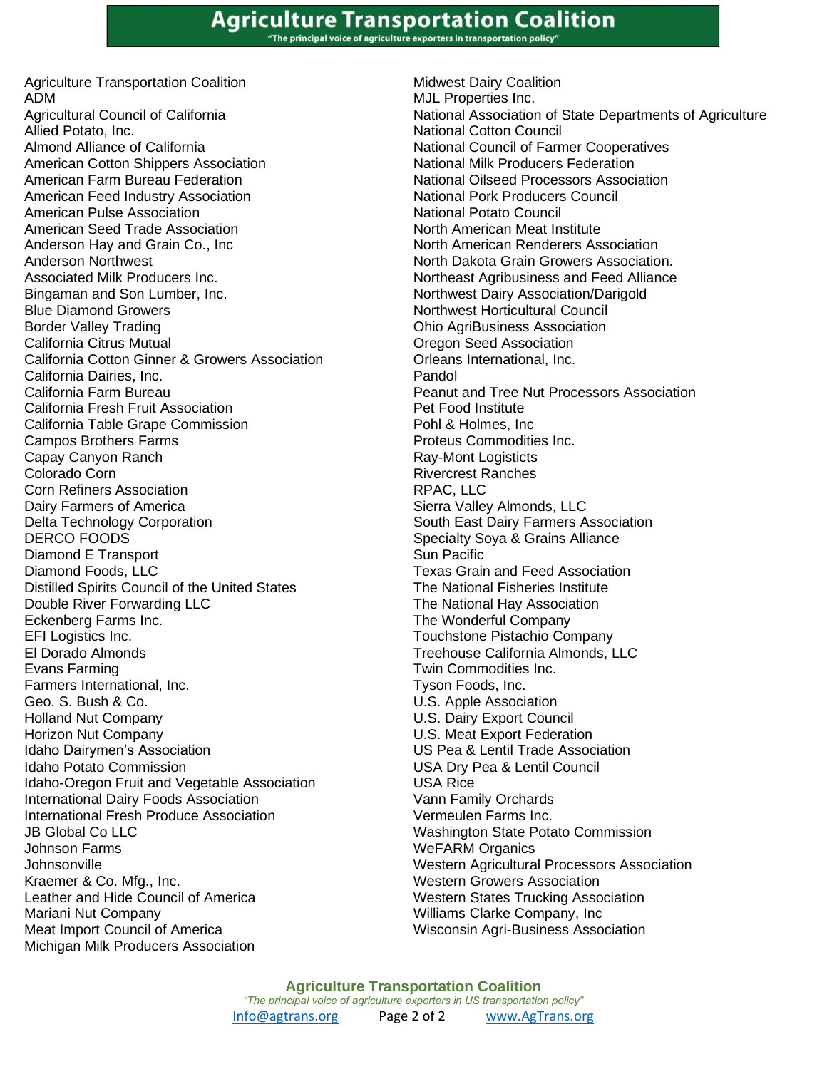Agriculture Transportation Coalition
ADM
Agricultural Council of California
Allied Potato, Inc.
Almond Alliance of California
American Cotton Shippers Association
American Farm Bureau Federation
American Feed Industry Association
American Pulse Association
American Seed Trade Association
Anderson Hay and Grain Co., Inc
Anderson Northwest
Associated Milk Producers Inc.
Bingaman and Son Lumber, Inc.
Blue Diamond Growers
Border Valley Trading
California Citrus Mutual
California Cotton Ginner & Growers Association
California Dairies, Inc.
California Farm Bureau
California Fresh Fruit Association
California Table Grape Commission
Campos Brothers Farms
Capay Canyon Ranch
Colorado Corn
Corn Refiners Association
Dairy Farmers of America
Delta Technology Corporation
DERCO FOODS
Diamond E Transport
Diamond Foods, LLC
Distilled Spirits Council of the United States
Double River Forwarding LLC
Eckenberg Farms Inc.
EFI Logistics Inc.
El Dorado Almonds
Evans Farming
Farmers International, Inc.
Geo. S. Bush & Co.
Holland Nut Company
Horizon Nut Company
Idaho Dairymen's Association
Idaho Potato Commission
Idaho-Oregon Fruit and Vegetable Association
International Dairy Foods Association
International Fresh Produce Association
JB Global Co LLC
Johnson Farms
Johnsonville
Kraemer & Co. Mfg., Inc.
Leather and Hide Council of America
Mariani Nut Company
Meat Import Council of America
Michigan Milk Producers Association
Midwest Dairy Coalition
MJL Properties Inc.
National Association of State Departments of Agriculture
National Cotton Council
National Council of Farmer Cooperatives
National Milk Producers Federation
National Oilseed Processors Association
National Pork Producers Council
National Potato Council
North American Meat Institute
North American Renderers Association
North Dakota Grain Growers Association.
Northeast Agribusiness and Feed Alliance
Northwest Dairy Association/Darigold
Northwest Horticultural Council
Ohio AgriBusiness Association
Oregon Seed Association
Orleans International, Inc.
Pandol
Peanut and Tree Nut Processors Association
Pet Food Institute
Pohl & Holmes, Inc
Proteus Commodities Inc.
Ray-Mont Logistics
Rivercrest Ranches
RPAC, LLC
Sierra Valley Almonds, LLC
South East Dairy Farmers Association
Specialty Soya & Grains Alliance
Sun Pacific
Texas Grain and Feed Association
The National Fisheries Institute
The National Hay Association
The Wonderful Company
Touchstone Pistachio Company
Treehouse California Almonds, LLC
Twin Commodities Inc.
Tyson Foods, Inc.
U.S. Apple Association
U.S. Dairy Export Council
U.S. Meat Export Federation
US Pea & Lentil Trade Association
USA Dry Pea & Lentil Council
USA Rice
Vann Family Orchards
Vermeulen Farms Inc.
Washington State Potato Commission
WeFARM Organics
Western Agricultural Processors Association
Western Growers Association
Western States Trucking Association
Williams Clarke Company, Inc
Wisconsin Agri-Business Association